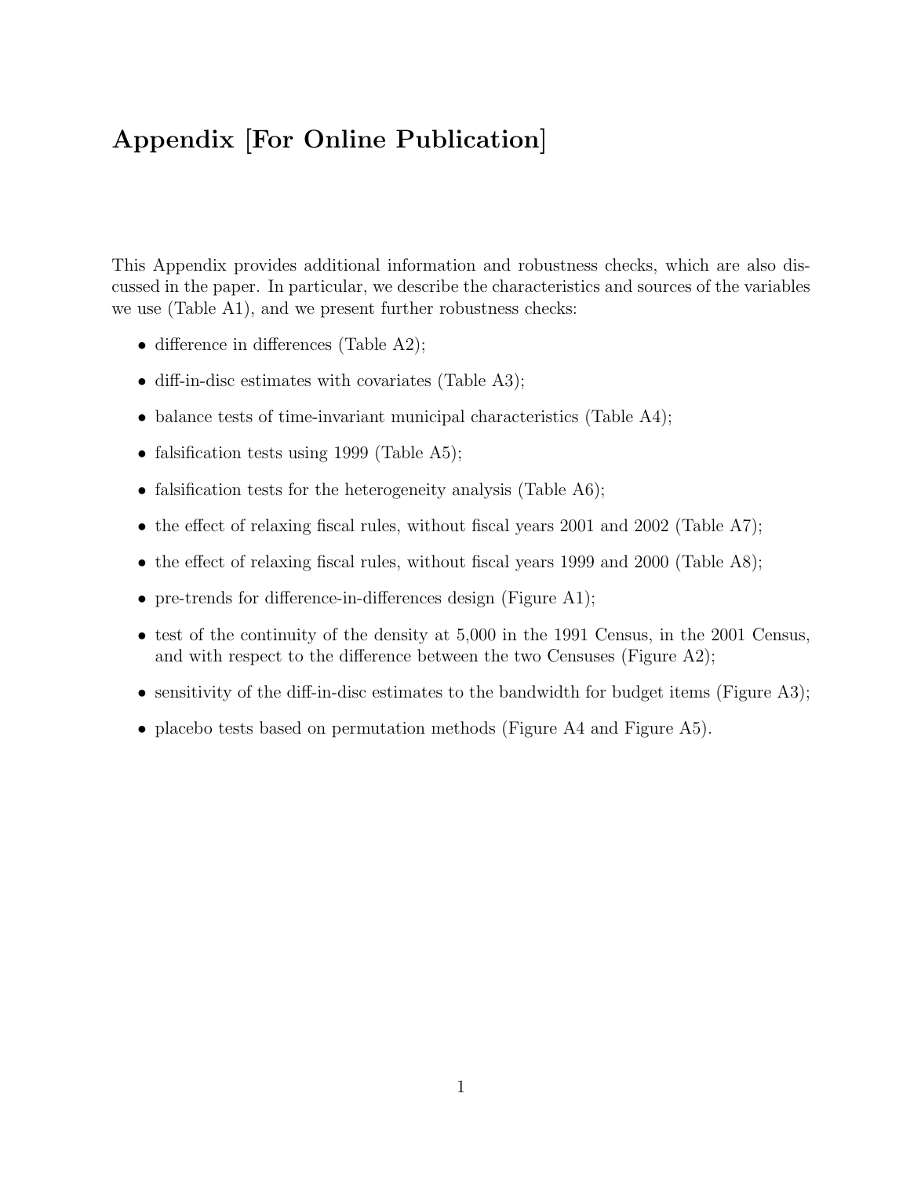# Appendix [For Online Publication]

This Appendix provides additional information and robustness checks, which are also discussed in the paper. In particular, we describe the characteristics and sources of the variables we use (Table A1), and we present further robustness checks:

- difference in differences (Table A2);
- diff-in-disc estimates with covariates (Table A3);
- balance tests of time-invariant municipal characteristics (Table A4);
- falsification tests using 1999 (Table A5);
- falsification tests for the heterogeneity analysis (Table A6);
- the effect of relaxing fiscal rules, without fiscal years 2001 and 2002 (Table A7);
- the effect of relaxing fiscal rules, without fiscal years 1999 and 2000 (Table A8);
- pre-trends for difference-in-differences design (Figure A1);
- test of the continuity of the density at 5,000 in the 1991 Census, in the 2001 Census, and with respect to the difference between the two Censuses (Figure A2);
- sensitivity of the diff-in-disc estimates to the bandwidth for budget items (Figure A3);
- placebo tests based on permutation methods (Figure A4 and Figure A5).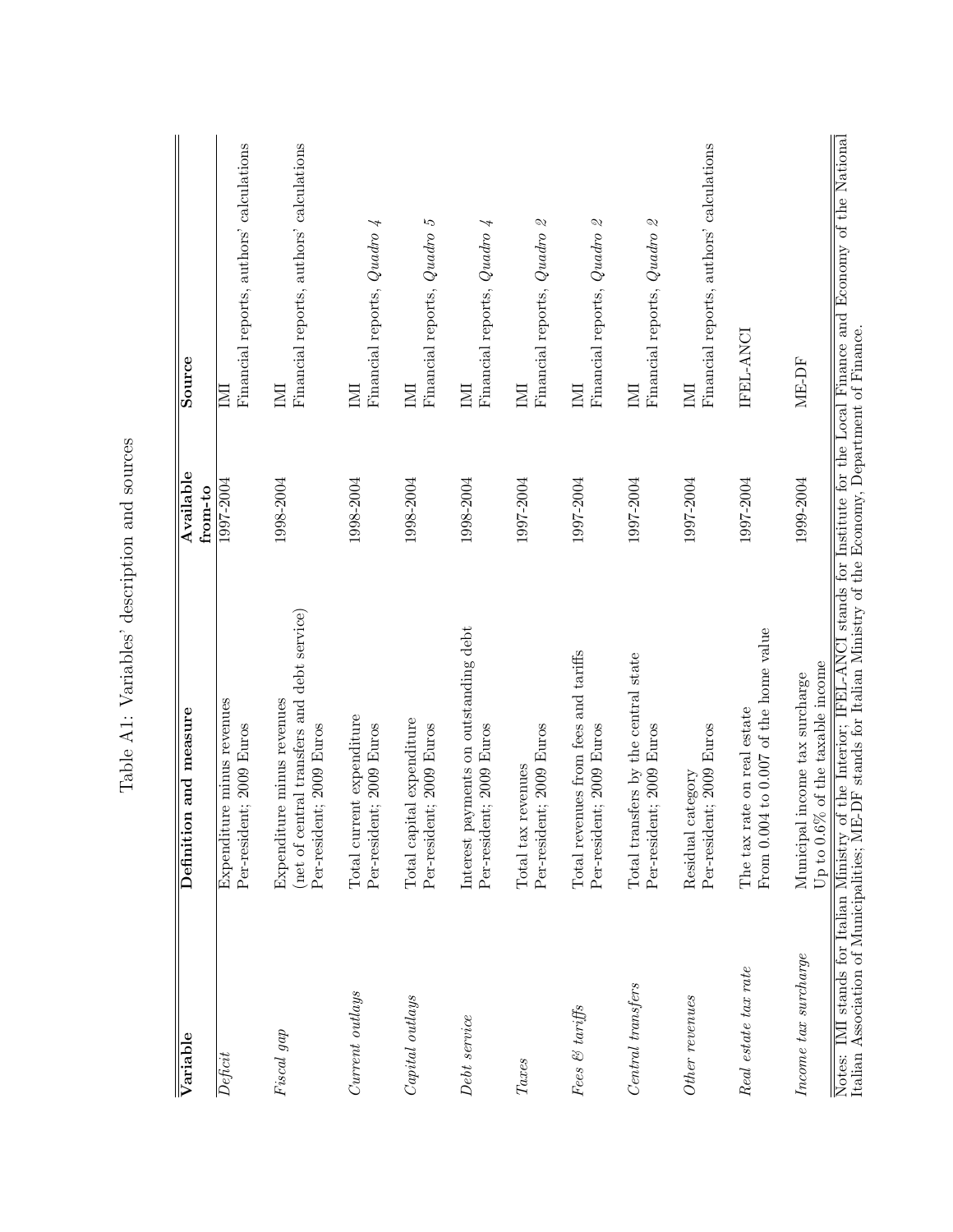Table A1: Variables' description and sources

| Variable | Definition and measure | Available from-to | Source |
|---|---|---|---|
| *Deficit* | Expenditure minus revenues<br>Per-resident; 2009 Euros | 1997-2004 | IMI<br>Financial reports, authors' calculations |
| *Fiscal gap* | Expenditure minus revenues<br>(net of central transfers and debt service)<br>Per-resident; 2009 Euros | 1998-2004 | IMI<br>Financial reports, authors' calculations |
| *Current outlays* | Total current expenditure<br>Per-resident; 2009 Euros | 1998-2004 | IMI<br>Financial reports, *Quadro 4* |
| *Capital outlays* | Total capital expenditure<br>Per-resident; 2009 Euros | 1998-2004 | IMI<br>Financial reports, *Quadro 5* |
| *Debt service* | Interest payments on outstanding debt<br>Per-resident; 2009 Euros | 1998-2004 | IMI<br>Financial reports, *Quadro 4* |
| *Taxes* | Total tax revenues<br>Per-resident; 2009 Euros | 1997-2004 | IMI<br>Financial reports, *Quadro 2* |
| *Fees & tariffs* | Total revenues from fees and tariffs<br>Per-resident; 2009 Euros | 1997-2004 | IMI<br>Financial reports, *Quadro 2* |
| *Central transfers* | Total transfers by the central state<br>Per-resident; 2009 Euros | 1997-2004 | IMI<br>Financial reports, *Quadro 2* |
| *Other revenues* | Residual category<br>Per-resident; 2009 Euros | 1997-2004 | IMI<br>Financial reports, authors' calculations |
| *Real estate tax rate* | The tax rate on real estate<br>From 0.004 to 0.007 of the home value | 1997-2004 | IFEL-ANCI |
| *Income tax surcharge* | Municipal income tax surcharge<br>Up to 0.6% of the taxable income | 1999-2004 | ME-DF |

Notes: IMI stands for Italian Ministry of the Interior; IFEL-ANCI stands for Institute for the Local Finance and Economy of the National Italian Association of Municipalities; ME-DF stands for Italian Ministry of the Economy, Department of Finance.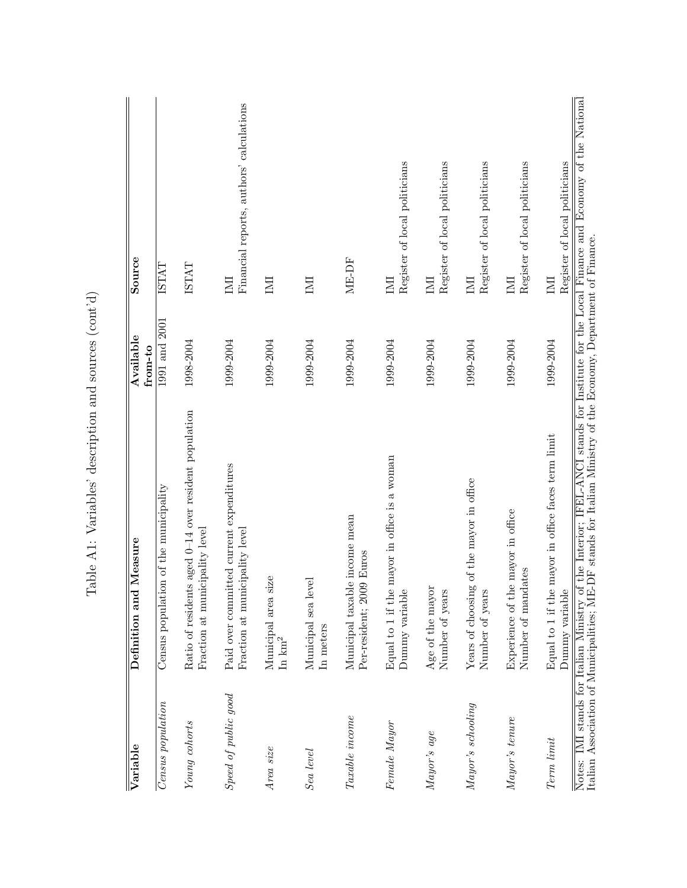Table A1: Variables' description and sources (cont'd)

| Variable | Definition and Measure | Available from-to | Source |
|---|---|---|---|
| *Census population* | Census population of the municipality | 1991 and 2001 | ISTAT |
| *Young cohorts* | Ratio of residents aged 0–14 over resident population<br>Fraction at municipality level | 1998-2004 | ISTAT |
| *Speed of public good* | Paid over committed current expenditures<br>Fraction at municipality level | 1999-2004 | IMI<br>Financial reports, authors' calculations |
| *Area size* | Municipal area size<br>In $km^2$ | 1999-2004 | IMI |
| *Sea level* | Municipal sea level<br>In meters | 1999-2004 | IMI |
| *Taxable income* | Municipal taxable income mean<br>Per-resident; 2009 Euros | 1999-2004 | ME-DF |
| *Female Mayor* | Equal to 1 if the mayor in office is a woman<br>Dummy variable | 1999-2004 | IMI<br>Register of local politicians |
| *Mayor's age* | Age of the mayor<br>Number of years | 1999-2004 | IMI<br>Register of local politicians |
| *Mayor's schooling* | Years of choosing of the mayor in office<br>Number of years | 1999-2004 | IMI<br>Register of local politicians |
| *Mayor's tenure* | Experience of the mayor in office<br>Number of mandates | 1999-2004 | IMI<br>Register of local politicians |
| *Term limit* | Equal to 1 if the mayor in office faces term limit<br>Dummy variable | 1999-2004 | IMI<br>Register of local politicians |

Notes: IMI stands for Italian Ministry of the Interior; IFEL-ANCI stands for Institute for the Local Finance and Economy of the National Italian Association of Municipalities; ME-DF stands for Italian Ministry of the Economy, Department of Finance.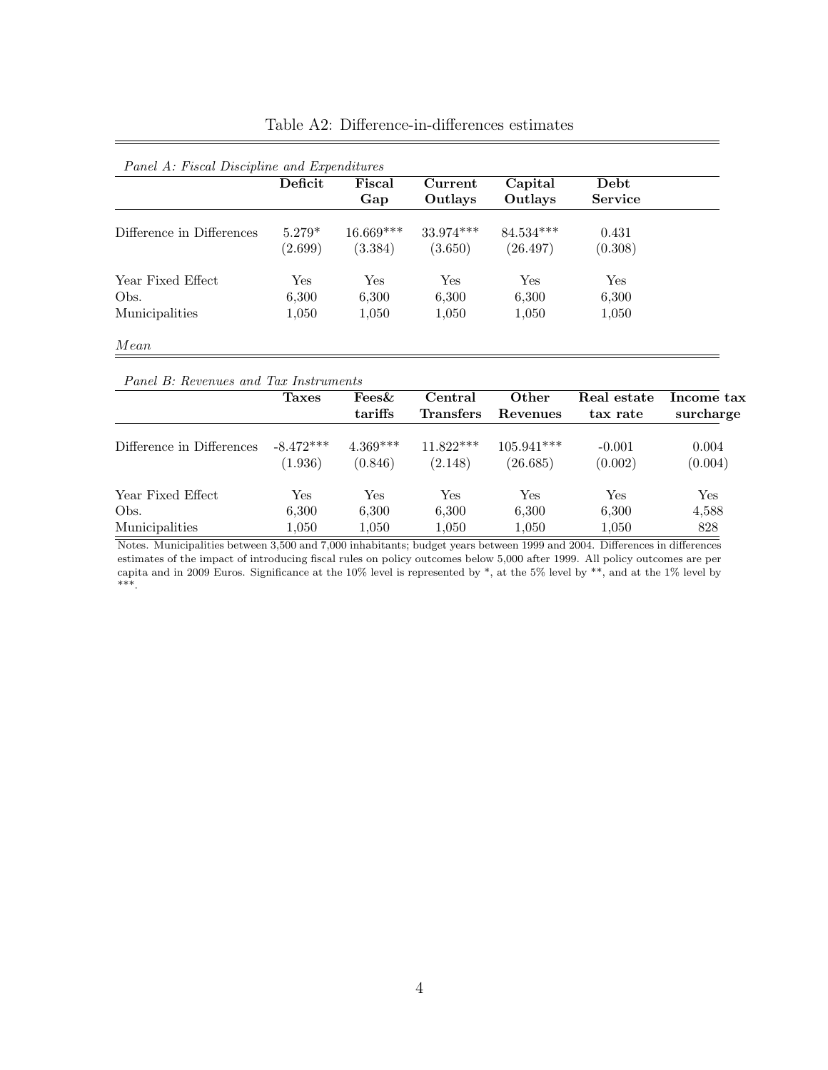Table A2: Difference-in-differences estimates

*Panel A: Fiscal Discipline and Expenditures*

| | **Deficit** | **Fiscal Gap** | **Current Outlays** | **Capital Outlays** | **Debt Service** |
|---|---|---|---|---|---|
| Difference in Differences | 5.279* | 16.669*** | 33.974*** | 84.534*** | 0.431 |
| | (2.699) | (3.384) | (3.650) | (26.497) | (0.308) |
| Year Fixed Effect | Yes | Yes | Yes | Yes | Yes |
| Obs. | 6,300 | 6,300 | 6,300 | 6,300 | 6,300 |
| Municipalities | 1,050 | 1,050 | 1,050 | 1,050 | 1,050 |
| *Mean* | | | | | |

*Panel B: Revenues and Tax Instruments*

| | **Taxes** | **Fees& tariffs** | **Central Transfers** | **Other Revenues** | **Real estate tax rate** | **Income tax surcharge** |
|---|---|---|---|---|---|---|
| Difference in Differences | -8.472*** | 4.369*** | 11.822*** | 105.941*** | -0.001 | 0.004 |
| | (1.936) | (0.846) | (2.148) | (26.685) | (0.002) | (0.004) |
| Year Fixed Effect | Yes | Yes | Yes | Yes | Yes | Yes |
| Obs. | 6,300 | 6,300 | 6,300 | 6,300 | 6,300 | 4,588 |
| Municipalities | 1,050 | 1,050 | 1,050 | 1,050 | 1,050 | 828 |

Notes. Municipalities between 3,500 and 7,000 inhabitants; budget years between 1999 and 2004. Differences in differences estimates of the impact of introducing fiscal rules on policy outcomes below 5,000 after 1999. All policy outcomes are per capita and in 2009 Euros. Significance at the 10% level is represented by *, at the 5% level by **, and at the 1% level by ***.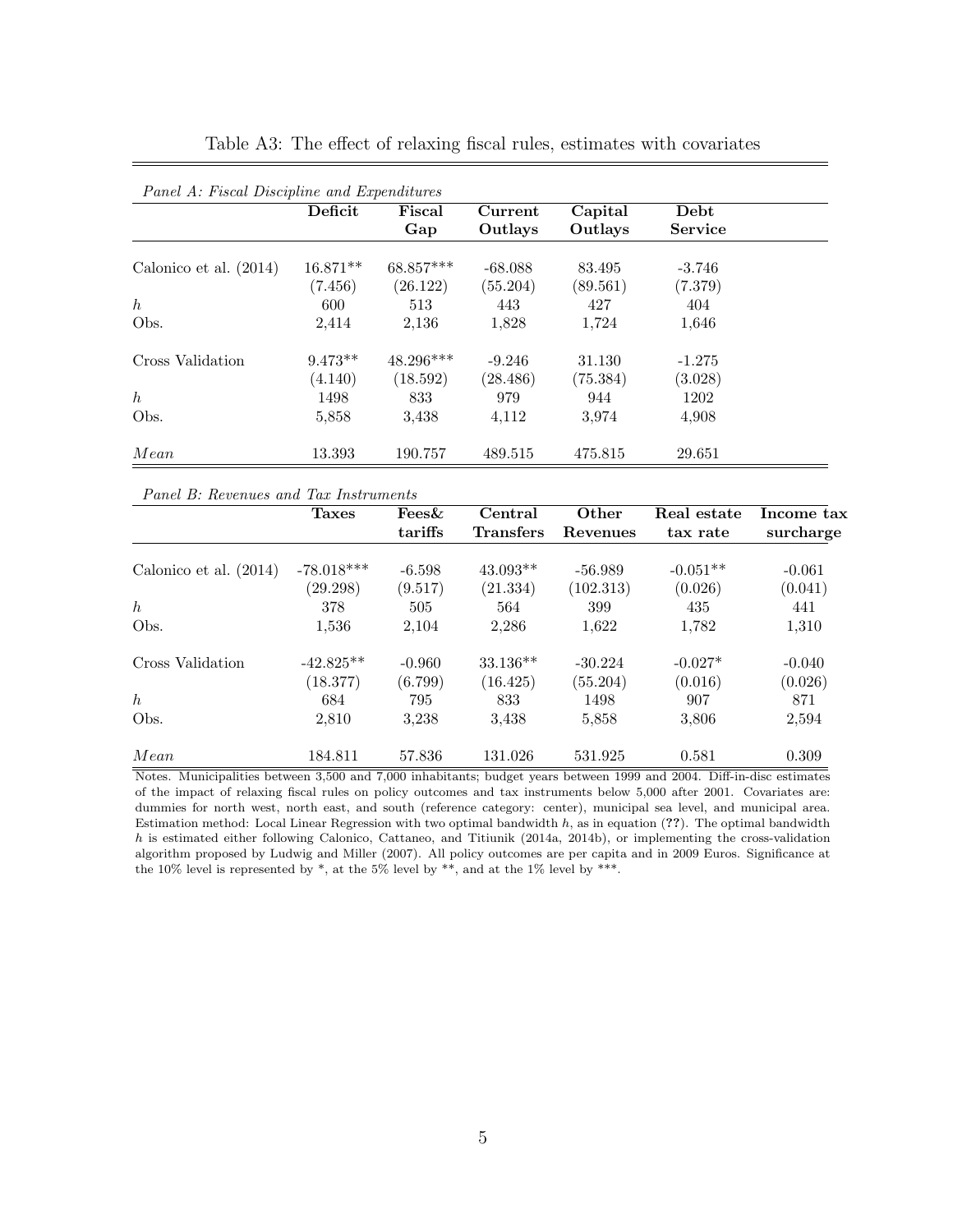Table A3: The effect of relaxing fiscal rules, estimates with covariates

*Panel A: Fiscal Discipline and Expenditures*

| | **Deficit** | **Fiscal Gap** | **Current Outlays** | **Capital Outlays** | **Debt Service** |
|---|---|---|---|---|---|
| Calonico et al. (2014) | 16.871** | 68.857*** | -68.088 | 83.495 | -3.746 |
| | (7.456) | (26.122) | (55.204) | (89.561) | (7.379) |
| $h$ | 600 | 513 | 443 | 427 | 404 |
| Obs. | 2,414 | 2,136 | 1,828 | 1,724 | 1,646 |
| Cross Validation | 9.473** | 48.296*** | -9.246 | 31.130 | -1.275 |
| | (4.140) | (18.592) | (28.486) | (75.384) | (3.028) |
| $h$ | 1498 | 833 | 979 | 944 | 1202 |
| Obs. | 5,858 | 3,438 | 4,112 | 3,974 | 4,908 |
| *Mean* | 13.393 | 190.757 | 489.515 | 475.815 | 29.651 |

*Panel B: Revenues and Tax Instruments*

| | **Taxes** | **Fees& tariffs** | **Central Transfers** | **Other Revenues** | **Real estate tax rate** | **Income tax surcharge** |
|---|---|---|---|---|---|---|
| Calonico et al. (2014) | -78.018*** | -6.598 | 43.093** | -56.989 | -0.051** | -0.061 |
| | (29.298) | (9.517) | (21.334) | (102.313) | (0.026) | (0.041) |
| $h$ | 378 | 505 | 564 | 399 | 435 | 441 |
| Obs. | 1,536 | 2,104 | 2,286 | 1,622 | 1,782 | 1,310 |
| Cross Validation | -42.825** | -0.960 | 33.136** | -30.224 | -0.027* | -0.040 |
| | (18.377) | (6.799) | (16.425) | (55.204) | (0.016) | (0.026) |
| $h$ | 684 | 795 | 833 | 1498 | 907 | 871 |
| Obs. | 2,810 | 3,238 | 3,438 | 5,858 | 3,806 | 2,594 |
| *Mean* | 184.811 | 57.836 | 131.026 | 531.925 | 0.581 | 0.309 |

Notes. Municipalities between 3,500 and 7,000 inhabitants; budget years between 1999 and 2004. Diff-in-disc estimates of the impact of relaxing fiscal rules on policy outcomes and tax instruments below 5,000 after 2001. Covariates are: dummies for north west, north east, and south (reference category: center), municipal sea level, and municipal area. Estimation method: Local Linear Regression with two optimal bandwidth $h$, as in equation (??). The optimal bandwidth $h$ is estimated either following Calonico, Cattaneo, and Titiunik (2014a, 2014b), or implementing the cross-validation algorithm proposed by Ludwig and Miller (2007). All policy outcomes are per capita and in 2009 Euros. Significance at the 10% level is represented by *, at the 5% level by **, and at the 1% level by ***.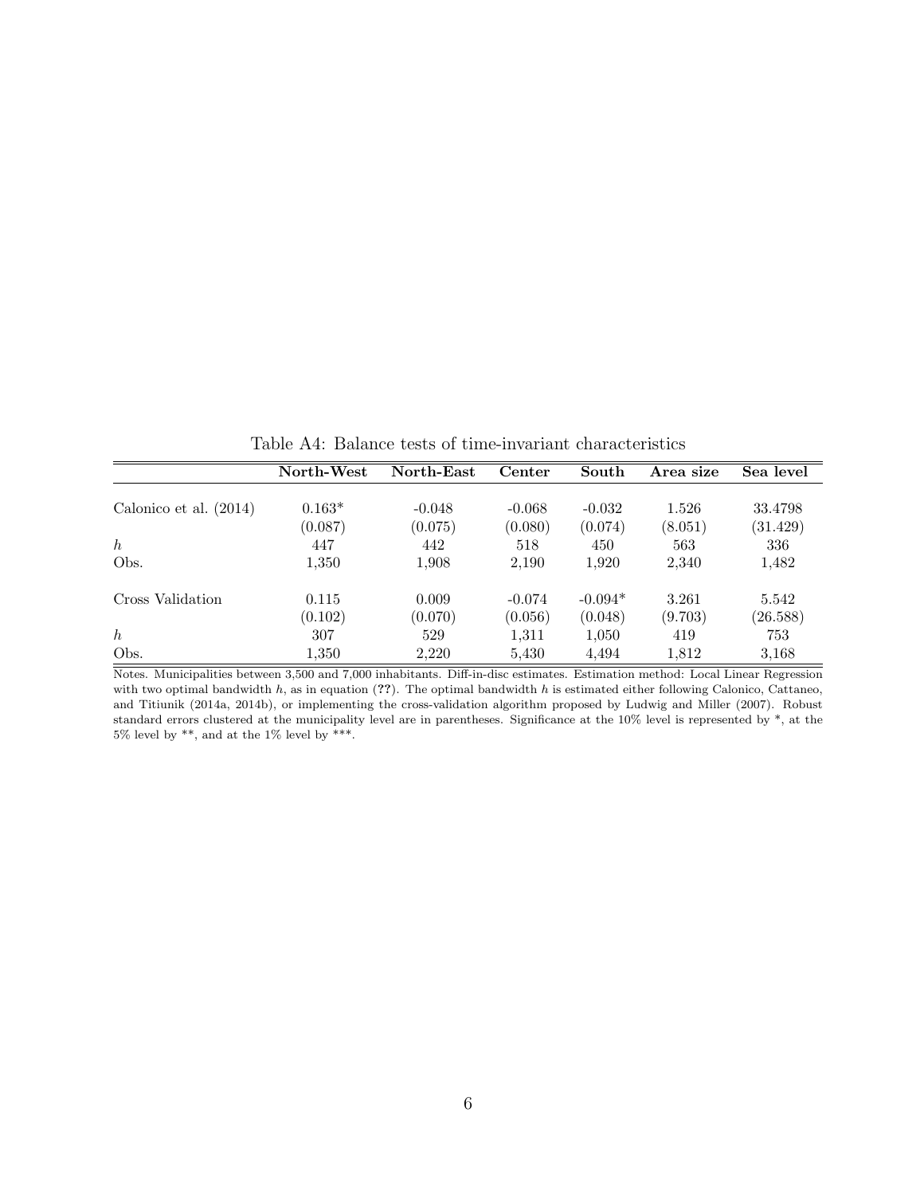Table A4: Balance tests of time-invariant characteristics

| | **North-West** | **North-East** | **Center** | **South** | **Area size** | **Sea level** |
|---|---|---|---|---|---|---|
| Calonico et al. (2014) | 0.163* | -0.048 | -0.068 | -0.032 | 1.526 | 33.4798 |
| | (0.087) | (0.075) | (0.080) | (0.074) | (8.051) | (31.429) |
| $h$ | 447 | 442 | 518 | 450 | 563 | 336 |
| Obs. | 1,350 | 1,908 | 2,190 | 1,920 | 2,340 | 1,482 |
| Cross Validation | 0.115 | 0.009 | -0.074 | -0.094* | 3.261 | 5.542 |
| | (0.102) | (0.070) | (0.056) | (0.048) | (9.703) | (26.588) |
| $h$ | 307 | 529 | 1,311 | 1,050 | 419 | 753 |
| Obs. | 1,350 | 2,220 | 5,430 | 4,494 | 1,812 | 3,168 |

Notes. Municipalities between 3,500 and 7,000 inhabitants. Diff-in-disc estimates. Estimation method: Local Linear Regression with two optimal bandwidth $h$, as in equation (**??**). The optimal bandwidth $h$ is estimated either following Calonico, Cattaneo, and Titiunik (2014a, 2014b), or implementing the cross-validation algorithm proposed by Ludwig and Miller (2007). Robust standard errors clustered at the municipality level are in parentheses. Significance at the 10% level is represented by *, at the 5% level by **, and at the 1% level by ***.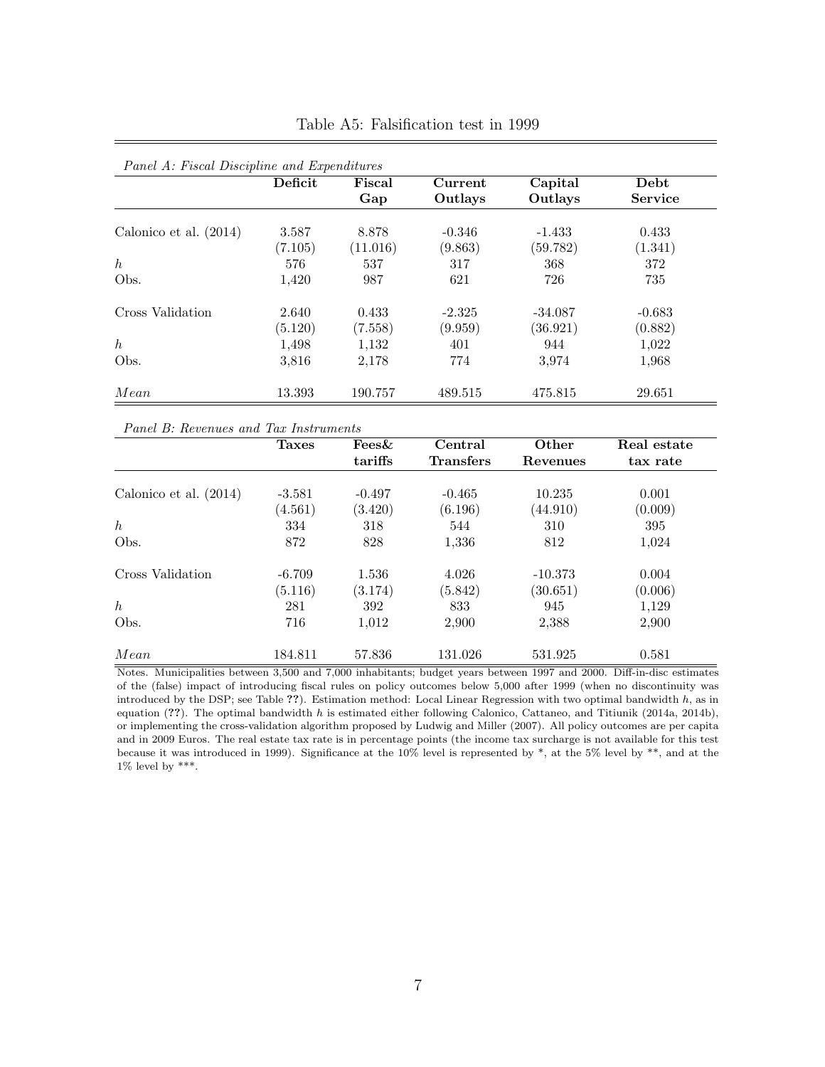Table A5: Falsification test in 1999

*Panel A: Fiscal Discipline and Expenditures*

| | **Deficit** | **Fiscal Gap** | **Current Outlays** | **Capital Outlays** | **Debt Service** |
|---|---|---|---|---|---|
| Calonico et al. (2014) | 3.587 | 8.878 | -0.346 | -1.433 | 0.433 |
| | (7.105) | (11.016) | (9.863) | (59.782) | (1.341) |
| $h$ | 576 | 537 | 317 | 368 | 372 |
| Obs. | 1,420 | 987 | 621 | 726 | 735 |
| Cross Validation | 2.640 | 0.433 | -2.325 | -34.087 | -0.683 |
| | (5.120) | (7.558) | (9.959) | (36.921) | (0.882) |
| $h$ | 1,498 | 1,132 | 401 | 944 | 1,022 |
| Obs. | 3,816 | 2,178 | 774 | 3,974 | 1,968 |
| *Mean* | 13.393 | 190.757 | 489.515 | 475.815 | 29.651 |

*Panel B: Revenues and Tax Instruments*

| | **Taxes** | **Fees& tariffs** | **Central Transfers** | **Other Revenues** | **Real estate tax rate** |
|---|---|---|---|---|---|
| Calonico et al. (2014) | -3.581 | -0.497 | -0.465 | 10.235 | 0.001 |
| | (4.561) | (3.420) | (6.196) | (44.910) | (0.009) |
| $h$ | 334 | 318 | 544 | 310 | 395 |
| Obs. | 872 | 828 | 1,336 | 812 | 1,024 |
| Cross Validation | -6.709 | 1.536 | 4.026 | -10.373 | 0.004 |
| | (5.116) | (3.174) | (5.842) | (30.651) | (0.006) |
| $h$ | 281 | 392 | 833 | 945 | 1,129 |
| Obs. | 716 | 1,012 | 2,900 | 2,388 | 2,900 |
| *Mean* | 184.811 | 57.836 | 131.026 | 531.925 | 0.581 |

Notes. Municipalities between 3,500 and 7,000 inhabitants; budget years between 1997 and 2000. Diff-in-disc estimates of the (false) impact of introducing fiscal rules on policy outcomes below 5,000 after 1999 (when no discontinuity was introduced by the DSP; see Table **??**). Estimation method: Local Linear Regression with two optimal bandwidth $h$, as in equation (**??**). The optimal bandwidth $h$ is estimated either following Calonico, Cattaneo, and Titiunik (2014a, 2014b), or implementing the cross-validation algorithm proposed by Ludwig and Miller (2007). All policy outcomes are per capita and in 2009 Euros. The real estate tax rate is in percentage points (the income tax surcharge is not available for this test because it was introduced in 1999). Significance at the 10% level is represented by *, at the 5% level by **, and at the 1% level by ***.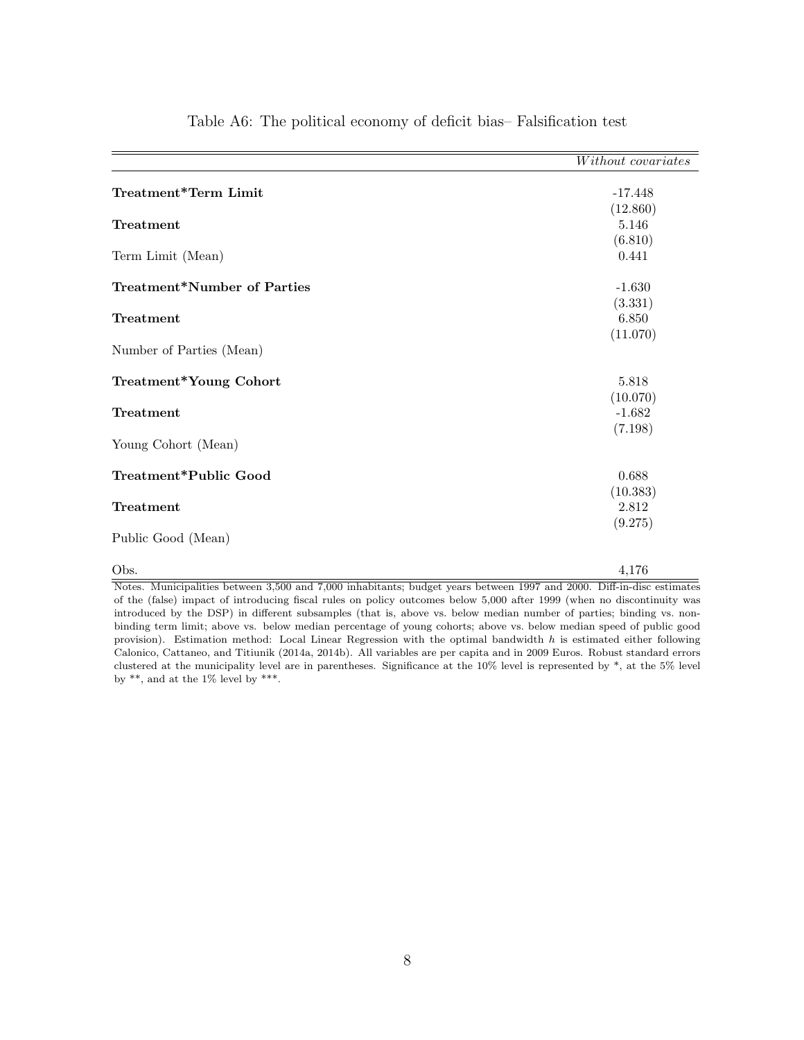Table A6: The political economy of deficit bias– Falsification test

| | *Without covariates* |
|---|---|
| **Treatment*Term Limit** | -17.448 |
| | (12.860) |
| **Treatment** | 5.146 |
| | (6.810) |
| Term Limit (Mean) | 0.441 |
| **Treatment*Number of Parties** | -1.630 |
| | (3.331) |
| **Treatment** | 6.850 |
| | (11.070) |
| Number of Parties (Mean) | |
| **Treatment*Young Cohort** | 5.818 |
| | (10.070) |
| **Treatment** | -1.682 |
| | (7.198) |
| Young Cohort (Mean) | |
| **Treatment*Public Good** | 0.688 |
| | (10.383) |
| **Treatment** | 2.812 |
| | (9.275) |
| Public Good (Mean) | |
| Obs. | 4,176 |

Notes. Municipalities between 3,500 and 7,000 inhabitants; budget years between 1997 and 2000. Diff-in-disc estimates of the (false) impact of introducing fiscal rules on policy outcomes below 5,000 after 1999 (when no discontinuity was introduced by the DSP) in different subsamples (that is, above vs. below median number of parties; binding vs. non-binding term limit; above vs. below median percentage of young cohorts; above vs. below median speed of public good provision). Estimation method: Local Linear Regression with the optimal bandwidth $h$ is estimated either following Calonico, Cattaneo, and Titiunik (2014a, 2014b). All variables are per capita and in 2009 Euros. Robust standard errors clustered at the municipality level are in parentheses. Significance at the 10% level is represented by *, at the 5% level by **, and at the 1% level by ***.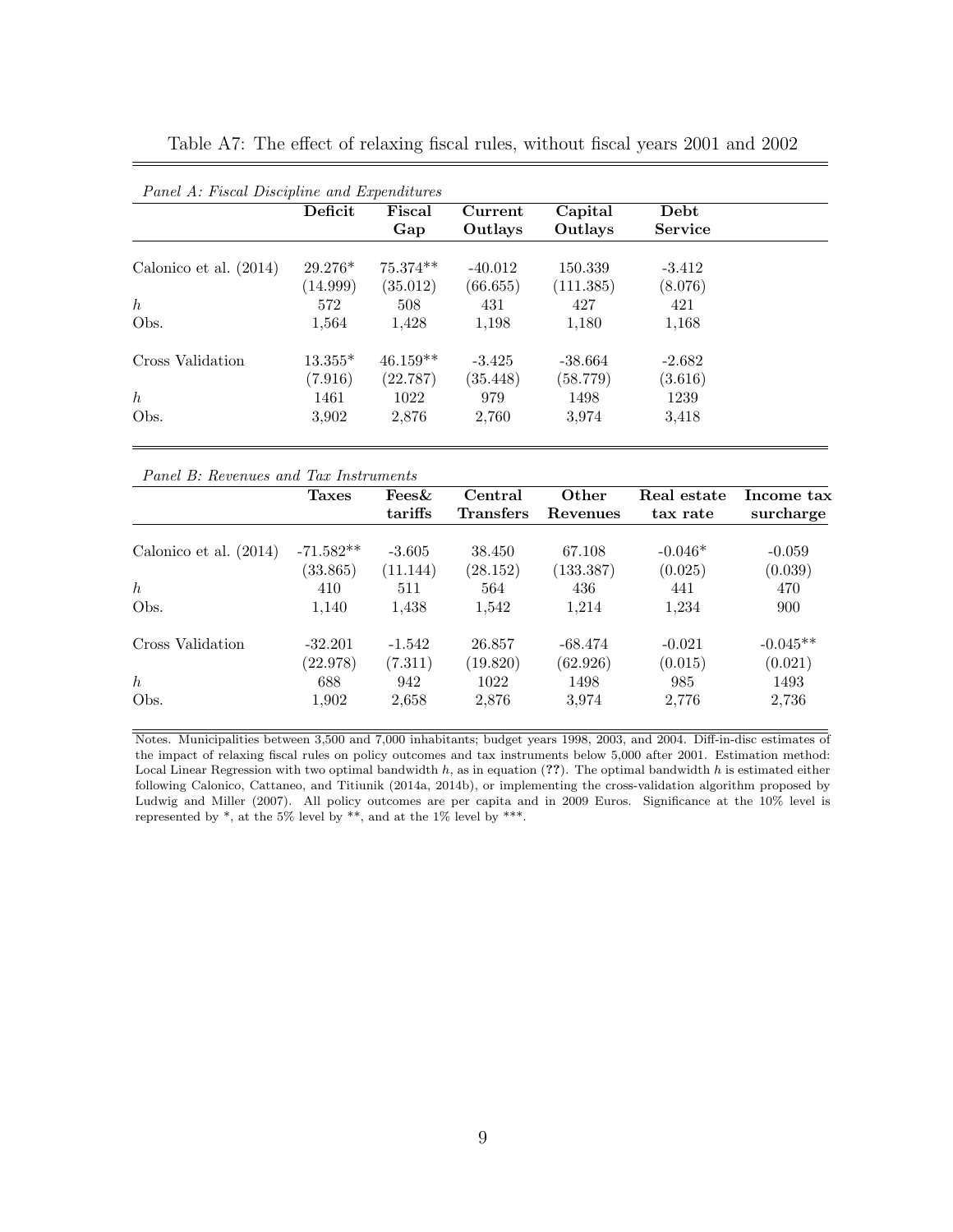Table A7: The effect of relaxing fiscal rules, without fiscal years 2001 and 2002

*Panel A: Fiscal Discipline and Expenditures*

| | **Deficit** | **Fiscal Gap** | **Current Outlays** | **Capital Outlays** | **Debt Service** |
|---|---|---|---|---|---|
| Calonico et al. (2014) | 29.276* | 75.374** | -40.012 | 150.339 | -3.412 |
| | (14.999) | (35.012) | (66.655) | (111.385) | (8.076) |
| $h$ | 572 | 508 | 431 | 427 | 421 |
| Obs. | 1,564 | 1,428 | 1,198 | 1,180 | 1,168 |
| Cross Validation | 13.355* | 46.159** | -3.425 | -38.664 | -2.682 |
| | (7.916) | (22.787) | (35.448) | (58.779) | (3.616) |
| $h$ | 1461 | 1022 | 979 | 1498 | 1239 |
| Obs. | 3,902 | 2,876 | 2,760 | 3,974 | 3,418 |

*Panel B: Revenues and Tax Instruments*

| | **Taxes** | **Fees& tariffs** | **Central Transfers** | **Other Revenues** | **Real estate tax rate** | **Income tax surcharge** |
|---|---|---|---|---|---|---|
| Calonico et al. (2014) | -71.582** | -3.605 | 38.450 | 67.108 | -0.046* | -0.059 |
| | (33.865) | (11.144) | (28.152) | (133.387) | (0.025) | (0.039) |
| $h$ | 410 | 511 | 564 | 436 | 441 | 470 |
| Obs. | 1,140 | 1,438 | 1,542 | 1,214 | 1,234 | 900 |
| Cross Validation | -32.201 | -1.542 | 26.857 | -68.474 | -0.021 | -0.045** |
| | (22.978) | (7.311) | (19.820) | (62.926) | (0.015) | (0.021) |
| $h$ | 688 | 942 | 1022 | 1498 | 985 | 1493 |
| Obs. | 1,902 | 2,658 | 2,876 | 3,974 | 2,776 | 2,736 |

Notes. Municipalities between 3,500 and 7,000 inhabitants; budget years 1998, 2003, and 2004. Diff-in-disc estimates of the impact of relaxing fiscal rules on policy outcomes and tax instruments below 5,000 after 2001. Estimation method: Local Linear Regression with two optimal bandwidth $h$, as in equation (??). The optimal bandwidth $h$ is estimated either following Calonico, Cattaneo, and Titiunik (2014a, 2014b), or implementing the cross-validation algorithm proposed by Ludwig and Miller (2007). All policy outcomes are per capita and in 2009 Euros. Significance at the 10% level is represented by *, at the 5% level by **, and at the 1% level by ***.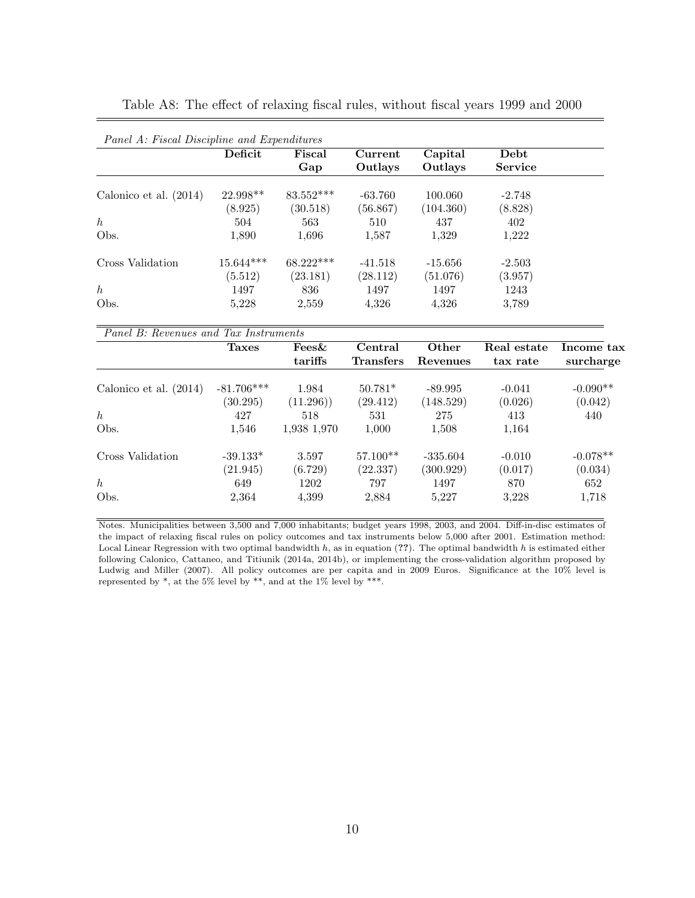Table A8: The effect of relaxing fiscal rules, without fiscal years 1999 and 2000

*Panel A: Fiscal Discipline and Expenditures*

| | **Deficit** | **Fiscal Gap** | **Current Outlays** | **Capital Outlays** | **Debt Service** |
|---|---|---|---|---|---|
| Calonico et al. (2014) | 22.998** | 83.552*** | -63.760 | 100.060 | -2.748 |
| | (8.925) | (30.518) | (56.867) | (104.360) | (8.828) |
| $h$ | 504 | 563 | 510 | 437 | 402 |
| Obs. | 1,890 | 1,696 | 1,587 | 1,329 | 1,222 |
| Cross Validation | 15.644*** | 68.222*** | -41.518 | -15.656 | -2.503 |
| | (5.512) | (23.181) | (28.112) | (51.076) | (3.957) |
| $h$ | 1497 | 836 | 1497 | 1497 | 1243 |
| Obs. | 5,228 | 2,559 | 4,326 | 4,326 | 3,789 |

*Panel B: Revenues and Tax Instruments*

| | **Taxes** | **Fees& tariffs** | **Central Transfers** | **Other Revenues** | **Real estate tax rate** | **Income tax surcharge** |
|---|---|---|---|---|---|---|
| Calonico et al. (2014) | -81.706*** | 1.984 | 50.781* | -89.995 | -0.041 | -0.090** |
| | (30.295) | (11.296)) | (29.412) | (148.529) | (0.026) | (0.042) |
| $h$ | 427 | 518 | 531 | 275 | 413 | 440 |
| Obs. | 1,546 | 1,938 1,970 | 1,000 | 1,508 | 1,164 | |
| Cross Validation | -39.133* | 3.597 | 57.100** | -335.604 | -0.010 | -0.078** |
| | (21.945) | (6.729) | (22.337) | (300.929) | (0.017) | (0.034) |
| $h$ | 649 | 1202 | 797 | 1497 | 870 | 652 |
| Obs. | 2,364 | 4,399 | 2,884 | 5,227 | 3,228 | 1,718 |

Notes. Municipalities between 3,500 and 7,000 inhabitants; budget years 1998, 2003, and 2004. Diff-in-disc estimates of the impact of relaxing fiscal rules on policy outcomes and tax instruments below 5,000 after 2001. Estimation method: Local Linear Regression with two optimal bandwidth $h$, as in equation (??). The optimal bandwidth $h$ is estimated either following Calonico, Cattaneo, and Titiunik (2014a, 2014b), or implementing the cross-validation algorithm proposed by Ludwig and Miller (2007). All policy outcomes are per capita and in 2009 Euros. Significance at the 10% level is represented by *, at the 5% level by **, and at the 1% level by ***.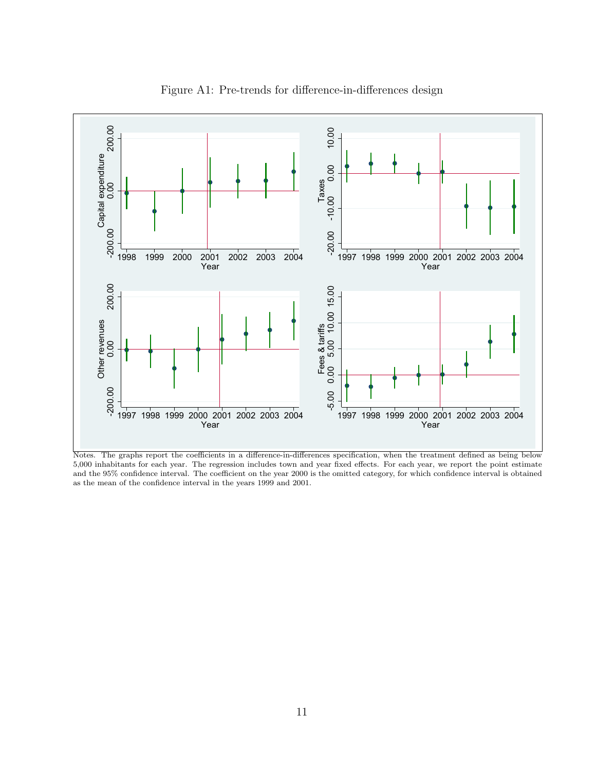Figure A1: Pre-trends for difference-in-differences design

Notes. The graphs report the coefficients in a difference-in-differences specification, when the treatment defined as being below 5,000 inhabitants for each year. The regression includes town and year fixed effects. For each year, we report the point estimate and the 95% confidence interval. The coefficient on the year 2000 is the omitted category, for which confidence interval is obtained as the mean of the confidence interval in the years 1999 and 2001.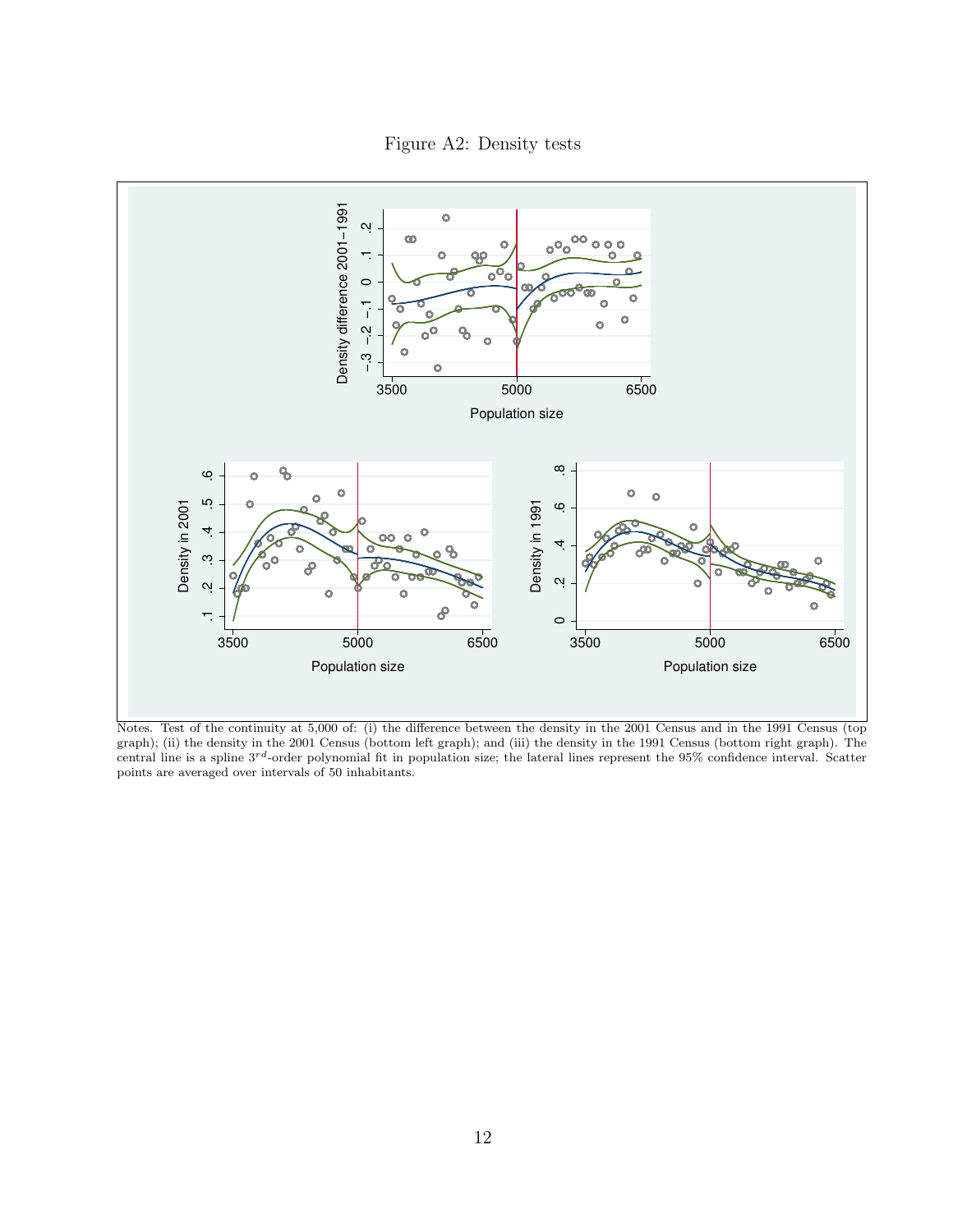Figure A2: Density tests

Notes. Test of the continuity at 5,000 of: (i) the difference between the density in the 2001 Census and in the 1991 Census (top graph); (ii) the density in the 2001 Census (bottom left graph); and (iii) the density in the 1991 Census (bottom right graph). The central line is a spline $3^{rd}$-order polynomial fit in population size; the lateral lines represent the 95% confidence interval. Scatter points are averaged over intervals of 50 inhabitants.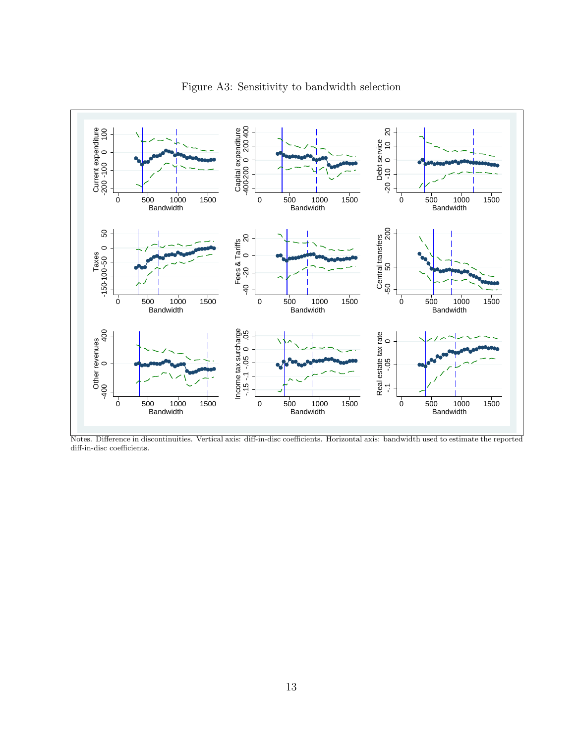Figure A3: Sensitivity to bandwidth selection

Notes. Difference in discontinuities. Vertical axis: diff-in-disc coefficients. Horizontal axis: bandwidth used to estimate the reported diff-in-disc coefficients.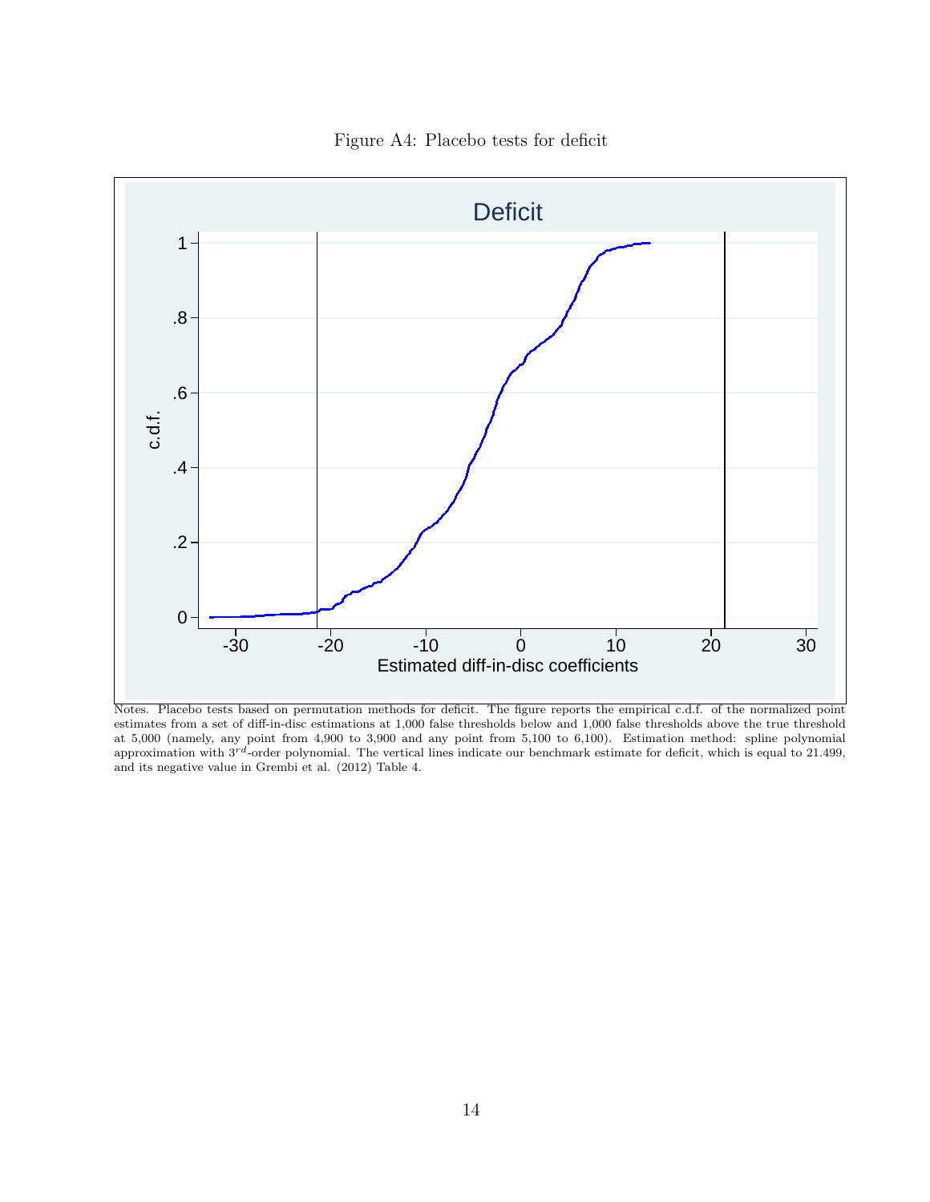Figure A4: Placebo tests for deficit

Notes. Placebo tests based on permutation methods for deficit. The figure reports the empirical c.d.f. of the normalized point estimates from a set of diff-in-disc estimations at 1,000 false thresholds below and 1,000 false thresholds above the true threshold at 5,000 (namely, any point from 4,900 to 3,900 and any point from 5,100 to 6,100). Estimation method: spline polynomial approximation with $3^{rd}$-order polynomial. The vertical lines indicate our benchmark estimate for deficit, which is equal to 21.499, and its negative value in Grembi et al. (2012) Table 4.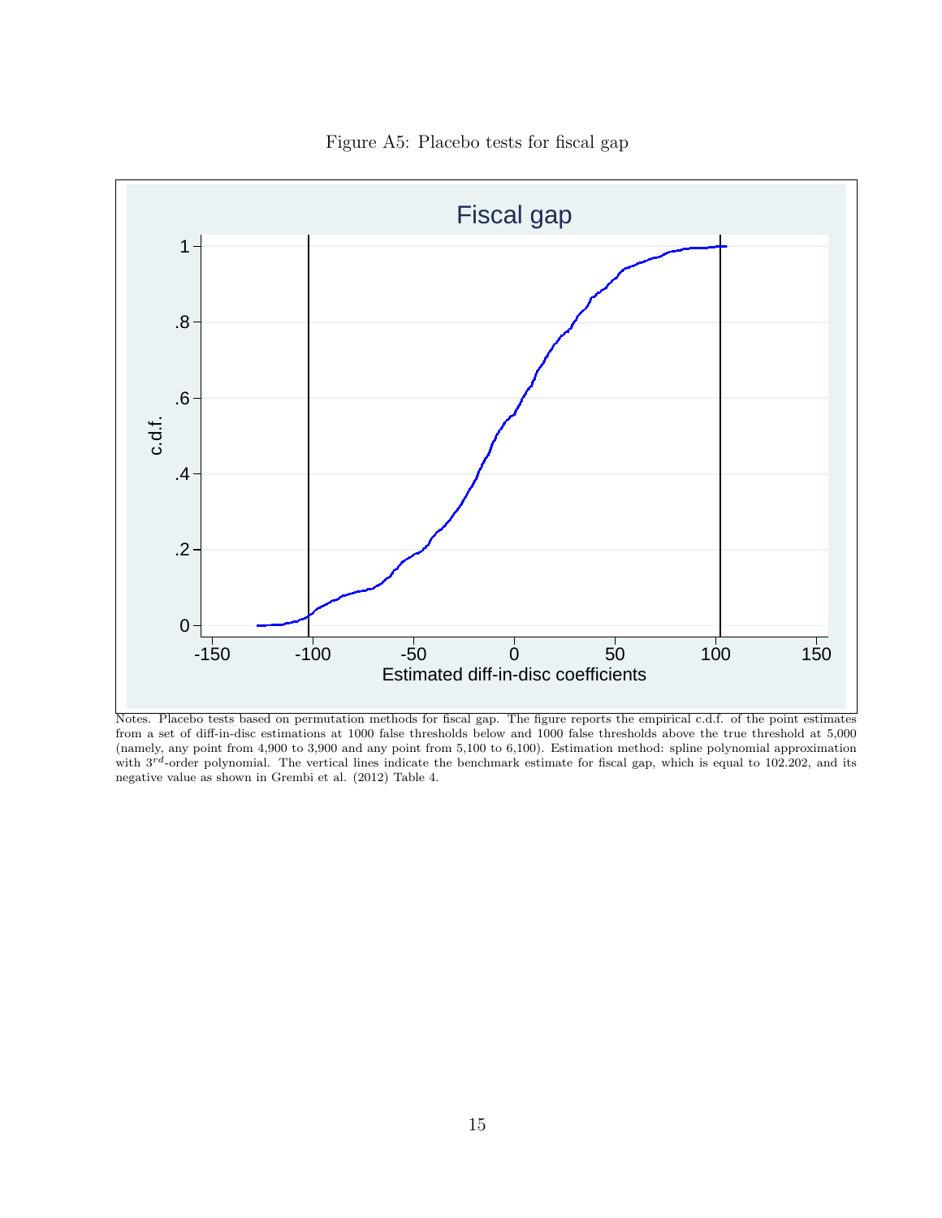Figure A5: Placebo tests for fiscal gap

Fiscal gap

c.d.f.

1

.8

.6

.4

.2

0

-150 -100 -50 0 50 100 150

Estimated diff-in-disc coefficients

Notes. Placebo tests based on permutation methods for fiscal gap. The figure reports the empirical c.d.f. of the point estimates from a set of diff-in-disc estimations at 1000 false thresholds below and 1000 false thresholds above the true threshold at 5,000 (namely, any point from 4,900 to 3,900 and any point from 5,100 to 6,100). Estimation method: spline polynomial approximation with $3^{rd}$-order polynomial. The vertical lines indicate the benchmark estimate for fiscal gap, which is equal to 102.202, and its negative value as shown in Grembi et al. (2012) Table 4.